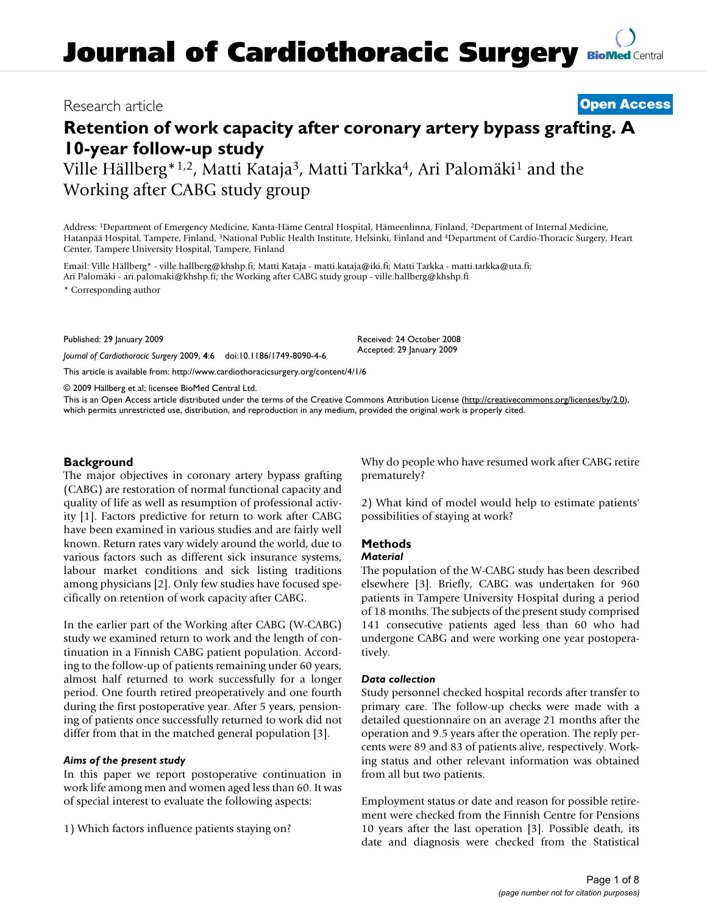# Journal of Cardiothoracic Surgery

Research article

**Open Access**

## Retention of work capacity after coronary artery bypass grafting. A 10-year follow-up study

Ville Hällberg*[1,2], Matti Kataja[3], Matti Tarkka[4], Ari Palomäki[1] and the Working after CABG study group

Address: [1]Department of Emergency Medicine, Kanta-Häme Central Hospital, Hämeenlinna, Finland, [2]Department of Internal Medicine, Hatanpää Hospital, Tampere, Finland, [3]National Public Health Institute, Helsinki, Finland and [4]Department of Cardio-Thoracic Surgery, Heart Center, Tampere University Hospital, Tampere, Finland

Email: Ville Hällberg* - ville.hallberg@khshp.fi; Matti Kataja - matti.kataja@iki.fi; Matti Tarkka - matti.tarkka@uta.fi; Ari Palomäki - ari.palomaki@khshp.fi; the Working after CABG study group - ville.hallberg@khshp.fi

\* Corresponding author

Published: 29 January 2009

*Journal of Cardiothoracic Surgery* 2009, **4**:6 doi:10.1186/1749-8090-4-6

Received: 24 October 2008
Accepted: 29 January 2009

This article is available from: http://www.cardiothoracicsurgery.org/content/4/1/6

© 2009 Hällberg et al; licensee BioMed Central Ltd.

This is an Open Access article distributed under the terms of the Creative Commons Attribution License (http://creativecommons.org/licenses/by/2.0), which permits unrestricted use, distribution, and reproduction in any medium, provided the original work is properly cited.

## Background

The major objectives in coronary artery bypass grafting (CABG) are restoration of normal functional capacity and quality of life as well as resumption of professional activity [1]. Factors predictive for return to work after CABG have been examined in various studies and are fairly well known. Return rates vary widely around the world, due to various factors such as different sick insurance systems, labour market conditions and sick listing traditions among physicians [2]. Only few studies have focused specifically on retention of work capacity after CABG.

In the earlier part of the Working after CABG (W-CABG) study we examined return to work and the length of continuation in a Finnish CABG patient population. According to the follow-up of patients remaining under 60 years, almost half returned to work successfully for a longer period. One fourth retired preoperatively and one fourth during the first postoperative year. After 5 years, pensioning of patients once successfully returned to work did not differ from that in the matched general population [3].

### *Aims of the present study*

In this paper we report postoperative continuation in work life among men and women aged less than 60. It was of special interest to evaluate the following aspects:

1) Which factors influence patients staying on? Why do people who have resumed work after CABG retire prematurely?

2) What kind of model would help to estimate patients' possibilities of staying at work?

## Methods

### *Material*

The population of the W-CABG study has been described elsewhere [3]. Briefly, CABG was undertaken for 960 patients in Tampere University Hospital during a period of 18 months. The subjects of the present study comprised 141 consecutive patients aged less than 60 who had undergone CABG and were working one year postoperatively.

### *Data collection*

Study personnel checked hospital records after transfer to primary care. The follow-up checks were made with a detailed questionnaire on an average 21 months after the operation and 9.5 years after the operation. The reply percents were 89 and 83 of patients alive, respectively. Working status and other relevant information was obtained from all but two patients.

Employment status or date and reason for possible retirement were checked from the Finnish Centre for Pensions 10 years after the last operation [3]. Possible death, its date and diagnosis were checked from the Statistical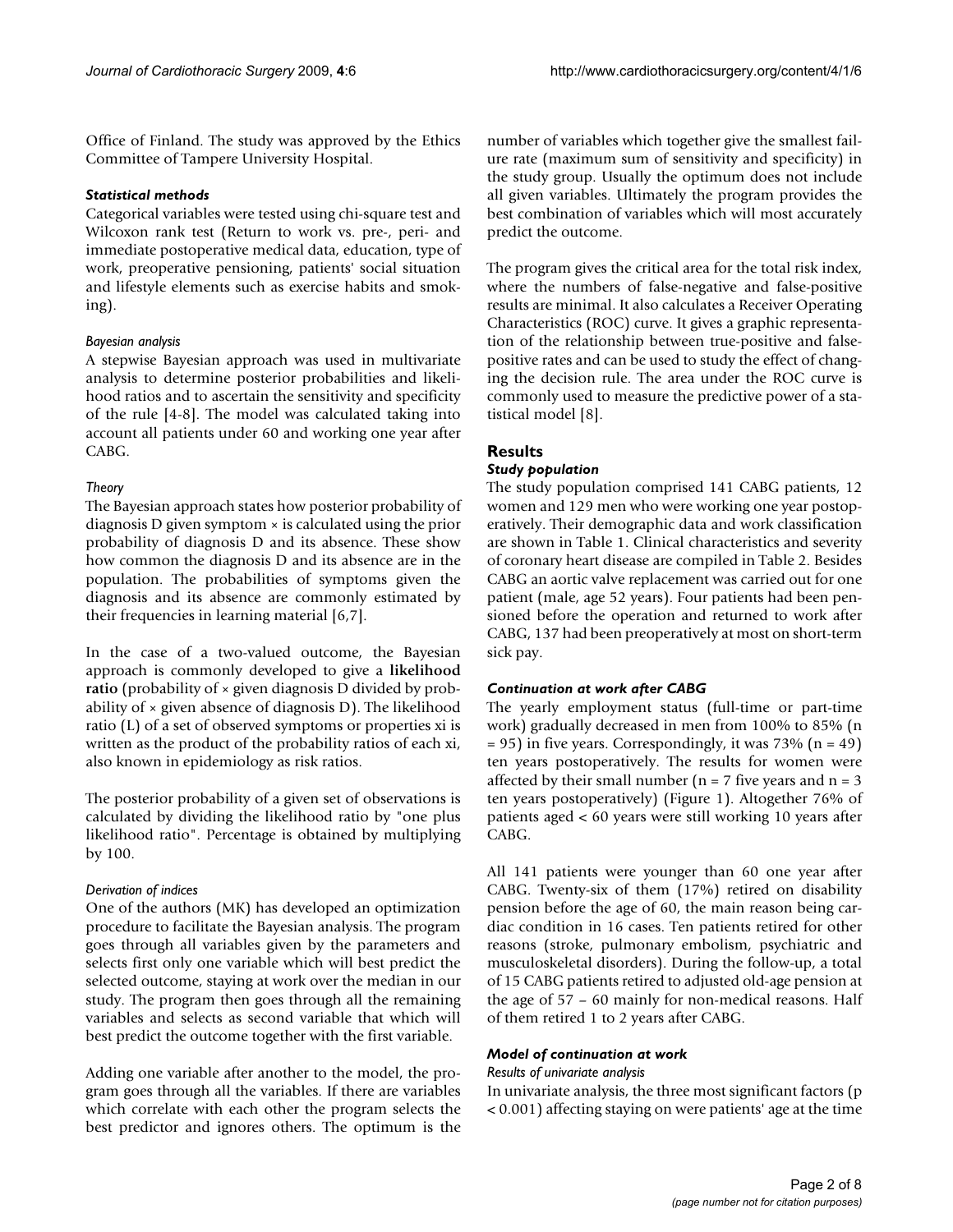Office of Finland. The study was approved by the Ethics Committee of Tampere University Hospital.

### *Statistical methods*

Categorical variables were tested using chi-square test and Wilcoxon rank test (Return to work vs. pre-, peri- and immediate postoperative medical data, education, type of work, preoperative pensioning, patients' social situation and lifestyle elements such as exercise habits and smoking).

#### *Bayesian analysis*

A stepwise Bayesian approach was used in multivariate analysis to determine posterior probabilities and likelihood ratios and to ascertain the sensitivity and specificity of the rule [4-8]. The model was calculated taking into account all patients under 60 and working one year after CABG.

#### *Theory*

The Bayesian approach states how posterior probability of diagnosis D given symptom × is calculated using the prior probability of diagnosis D and its absence. These show how common the diagnosis D and its absence are in the population. The probabilities of symptoms given the diagnosis and its absence are commonly estimated by their frequencies in learning material [6,7].

In the case of a two-valued outcome, the Bayesian approach is commonly developed to give a **likelihood ratio** (probability of × given diagnosis D divided by probability of × given absence of diagnosis D). The likelihood ratio (L) of a set of observed symptoms or properties xi is written as the product of the probability ratios of each xi, also known in epidemiology as risk ratios.

The posterior probability of a given set of observations is calculated by dividing the likelihood ratio by "one plus likelihood ratio". Percentage is obtained by multiplying by 100.

#### *Derivation of indices*

One of the authors (MK) has developed an optimization procedure to facilitate the Bayesian analysis. The program goes through all variables given by the parameters and selects first only one variable which will best predict the selected outcome, staying at work over the median in our study. The program then goes through all the remaining variables and selects as second variable that which will best predict the outcome together with the first variable.

Adding one variable after another to the model, the program goes through all the variables. If there are variables which correlate with each other the program selects the best predictor and ignores others. The optimum is the number of variables which together give the smallest failure rate (maximum sum of sensitivity and specificity) in the study group. Usually the optimum does not include all given variables. Ultimately the program provides the best combination of variables which will most accurately predict the outcome.

The program gives the critical area for the total risk index, where the numbers of false-negative and false-positive results are minimal. It also calculates a Receiver Operating Characteristics (ROC) curve. It gives a graphic representation of the relationship between true-positive and false-positive rates and can be used to study the effect of changing the decision rule. The area under the ROC curve is commonly used to measure the predictive power of a statistical model [8].

## Results

### *Study population*

The study population comprised 141 CABG patients, 12 women and 129 men who were working one year postoperatively. Their demographic data and work classification are shown in Table 1. Clinical characteristics and severity of coronary heart disease are compiled in Table 2. Besides CABG an aortic valve replacement was carried out for one patient (male, age 52 years). Four patients had been pensioned before the operation and returned to work after CABG, 137 had been preoperatively at most on short-term sick pay.

### *Continuation at work after CABG*

The yearly employment status (full-time or part-time work) gradually decreased in men from 100% to 85% (n = 95) in five years. Correspondingly, it was 73% (n = 49) ten years postoperatively. The results for women were affected by their small number (n = 7 five years and n = 3 ten years postoperatively) (Figure 1). Altogether 76% of patients aged < 60 years were still working 10 years after CABG.

All 141 patients were younger than 60 one year after CABG. Twenty-six of them (17%) retired on disability pension before the age of 60, the main reason being cardiac condition in 16 cases. Ten patients retired for other reasons (stroke, pulmonary embolism, psychiatric and musculoskeletal disorders). During the follow-up, a total of 15 CABG patients retired to adjusted old-age pension at the age of 57 – 60 mainly for non-medical reasons. Half of them retired 1 to 2 years after CABG.

### *Model of continuation at work*

#### *Results of univariate analysis*

In univariate analysis, the three most significant factors ($p < 0.001$) affecting staying on were patients' age at the time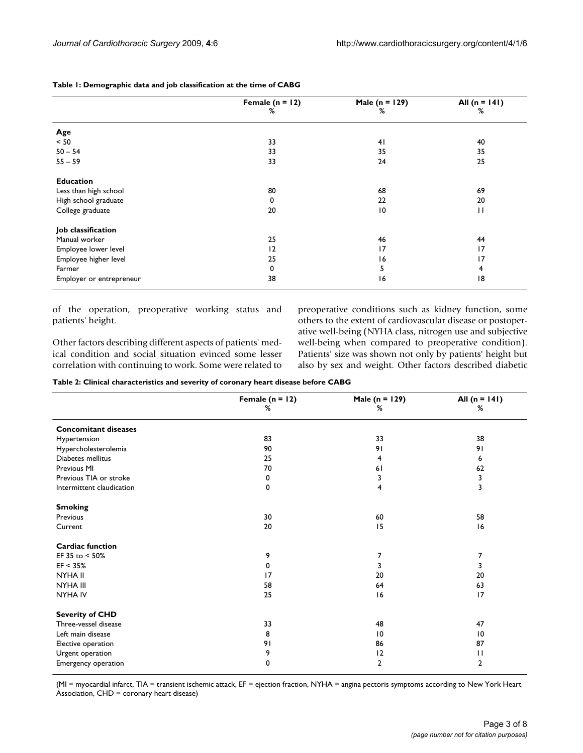**Table 1: Demographic data and job classification at the time of CABG**

| | Female (n = 12) % | Male (n = 129) % | All (n = 141) % |
|---|---|---|---|
| **Age** | | | |
| < 50 | 33 | 41 | 40 |
| 50 – 54 | 33 | 35 | 35 |
| 55 – 59 | 33 | 24 | 25 |
| **Education** | | | |
| Less than high school | 80 | 68 | 69 |
| High school graduate | 0 | 22 | 20 |
| College graduate | 20 | 10 | 11 |
| **Job classification** | | | |
| Manual worker | 25 | 46 | 44 |
| Employee lower level | 12 | 17 | 17 |
| Employee higher level | 25 | 16 | 17 |
| Farmer | 0 | 5 | 4 |
| Employer or entrepreneur | 38 | 16 | 18 |

of the operation, preoperative working status and patients' height.

Other factors describing different aspects of patients' medical condition and social situation evinced some lesser correlation with continuing to work. Some were related to preoperative conditions such as kidney function, some others to the extent of cardiovascular disease or postoperative well-being (NYHA class, nitrogen use and subjective well-being when compared to preoperative condition). Patients' size was shown not only by patients' height but also by sex and weight. Other factors described diabetic

**Table 2: Clinical characteristics and severity of coronary heart disease before CABG**

| | Female (n = 12) % | Male (n = 129) % | All (n = 141) % |
|---|---|---|---|
| **Concomitant diseases** | | | |
| Hypertension | 83 | 33 | 38 |
| Hypercholesterolemia | 90 | 91 | 91 |
| Diabetes mellitus | 25 | 4 | 6 |
| Previous MI | 70 | 61 | 62 |
| Previous TIA or stroke | 0 | 3 | 3 |
| Intermittent claudication | 0 | 4 | 3 |
| **Smoking** | | | |
| Previous | 30 | 60 | 58 |
| Current | 20 | 15 | 16 |
| **Cardiac function** | | | |
| EF 35 to < 50% | 9 | 7 | 7 |
| EF < 35% | 0 | 3 | 3 |
| NYHA II | 17 | 20 | 20 |
| NYHA III | 58 | 64 | 63 |
| NYHA IV | 25 | 16 | 17 |
| **Severity of CHD** | | | |
| Three-vessel disease | 33 | 48 | 47 |
| Left main disease | 8 | 10 | 10 |
| Elective operation | 91 | 86 | 87 |
| Urgent operation | 9 | 12 | 11 |
| Emergency operation | 0 | 2 | 2 |

(MI = myocardial infarct, TIA = transient ischemic attack, EF = ejection fraction, NYHA = angina pectoris symptoms according to New York Heart Association, CHD = coronary heart disease)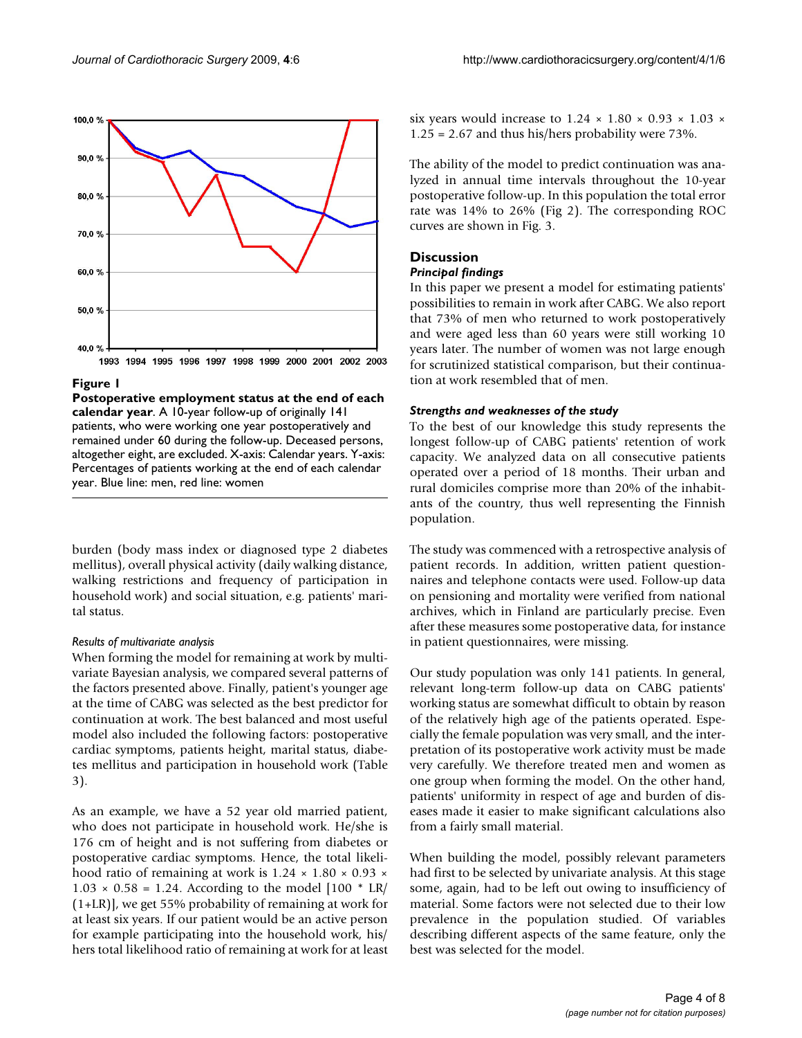100,0 %
90,0 %
80,0 %
70,0 %
60,0 %
50,0 %
40,0 %
1993 1994 1995 1996 1997 1998 1999 2000 2001 2002 2003

**Figure 1**

**Postoperative employment status at the end of each calendar year**. A 10-year follow-up of originally 141 patients, who were working one year postoperatively and remained under 60 during the follow-up. Deceased persons, altogether eight, are excluded. X-axis: Calendar years. Y-axis: Percentages of patients working at the end of each calendar year. Blue line: men, red line: women

burden (body mass index or diagnosed type 2 diabetes mellitus), overall physical activity (daily walking distance, walking restrictions and frequency of participation in household work) and social situation, e.g. patients' marital status.

#### *Results of multivariate analysis*

When forming the model for remaining at work by multivariate Bayesian analysis, we compared several patterns of the factors presented above. Finally, patient's younger age at the time of CABG was selected as the best predictor for continuation at work. The best balanced and most useful model also included the following factors: postoperative cardiac symptoms, patients height, marital status, diabetes mellitus and participation in household work (Table 3).

As an example, we have a 52 year old married patient, who does not participate in household work. He/she is 176 cm of height and is not suffering from diabetes or postoperative cardiac symptoms. Hence, the total likelihood ratio of remaining at work is $1.24 \times 1.80 \times 0.93 \times 1.03 \times 0.58 = 1.24$. According to the model [100 * LR/(1+LR)], we get 55% probability of remaining at work for at least six years. If our patient would be an active person for example participating into the household work, his/hers total likelihood ratio of remaining at work for at least six years would increase to $1.24 \times 1.80 \times 0.93 \times 1.03 \times 1.25 = 2.67$ and thus his/hers probability were 73%.

The ability of the model to predict continuation was analyzed in annual time intervals throughout the 10-year postoperative follow-up. In this population the total error rate was 14% to 26% (Fig 2). The corresponding ROC curves are shown in Fig. 3.

## Discussion

### *Principal findings*

In this paper we present a model for estimating patients' possibilities to remain in work after CABG. We also report that 73% of men who returned to work postoperatively and were aged less than 60 years were still working 10 years later. The number of women was not large enough for scrutinized statistical comparison, but their continuation at work resembled that of men.

### *Strengths and weaknesses of the study*

To the best of our knowledge this study represents the longest follow-up of CABG patients' retention of work capacity. We analyzed data on all consecutive patients operated over a period of 18 months. Their urban and rural domiciles comprise more than 20% of the inhabitants of the country, thus well representing the Finnish population.

The study was commenced with a retrospective analysis of patient records. In addition, written patient questionnaires and telephone contacts were used. Follow-up data on pensioning and mortality were verified from national archives, which in Finland are particularly precise. Even after these measures some postoperative data, for instance in patient questionnaires, were missing.

Our study population was only 141 patients. In general, relevant long-term follow-up data on CABG patients' working status are somewhat difficult to obtain by reason of the relatively high age of the patients operated. Especially the female population was very small, and the interpretation of its postoperative work activity must be made very carefully. We therefore treated men and women as one group when forming the model. On the other hand, patients' uniformity in respect of age and burden of diseases made it easier to make significant calculations also from a fairly small material.

When building the model, possibly relevant parameters had first to be selected by univariate analysis. At this stage some, again, had to be left out owing to insufficiency of material. Some factors were not selected due to their low prevalence in the population studied. Of variables describing different aspects of the same feature, only the best was selected for the model.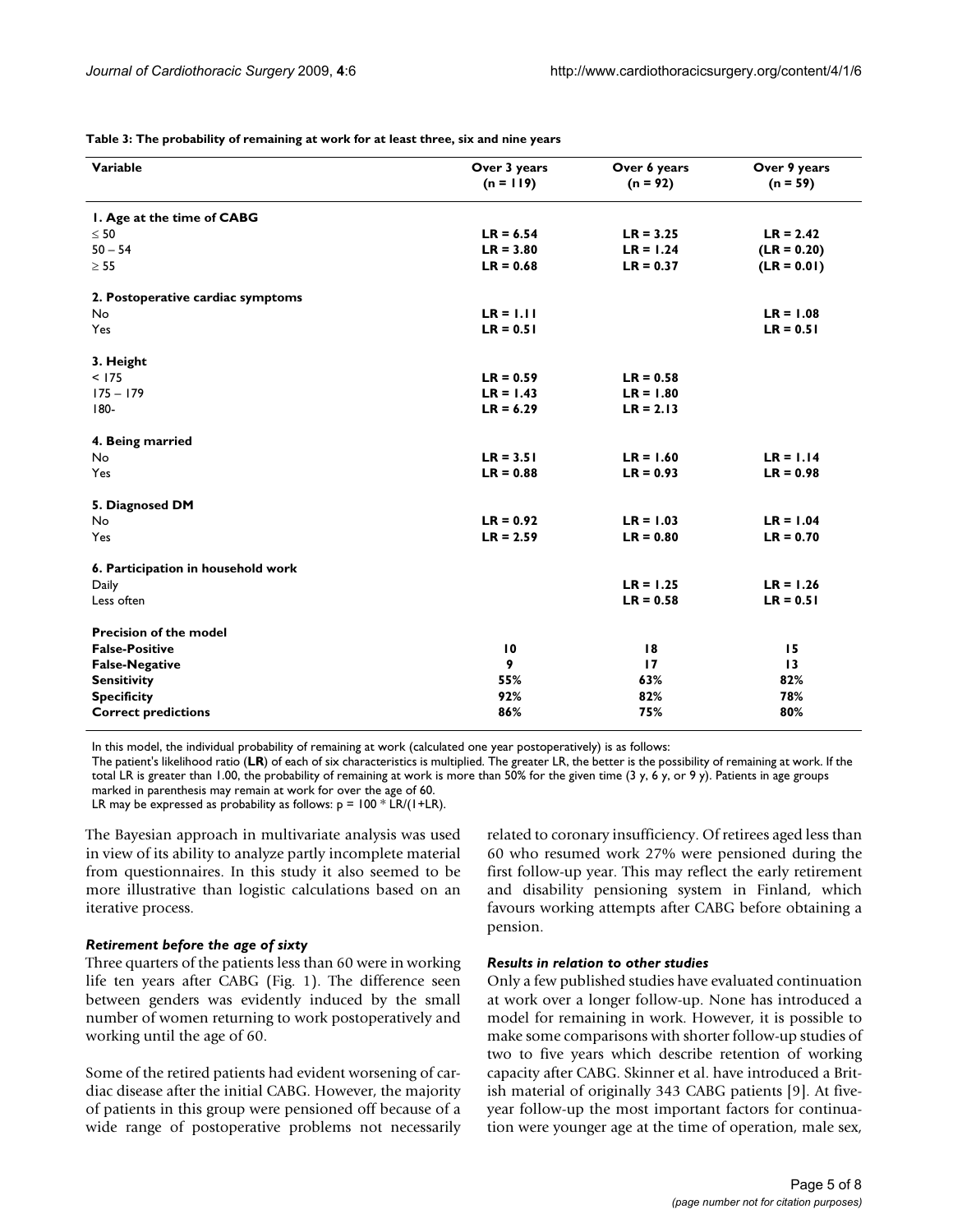**Table 3: The probability of remaining at work for at least three, six and nine years**

| Variable | Over 3 years (n = 119) | Over 6 years (n = 92) | Over 9 years (n = 59) |
|---|---|---|---|
| **1. Age at the time of CABG** | | | |
| ≤ 50 | **LR = 6.54** | **LR = 3.25** | **LR = 2.42** |
| 50 – 54 | **LR = 3.80** | **LR = 1.24** | **(LR = 0.20)** |
| ≥ 55 | **LR = 0.68** | **LR = 0.37** | **(LR = 0.01)** |
| **2. Postoperative cardiac symptoms** | | | |
| No | **LR = 1.11** | | **LR = 1.08** |
| Yes | **LR = 0.51** | | **LR = 0.51** |
| **3. Height** | | | |
| < 175 | **LR = 0.59** | **LR = 0.58** | |
| 175 – 179 | **LR = 1.43** | **LR = 1.80** | |
| 180- | **LR = 6.29** | **LR = 2.13** | |
| **4. Being married** | | | |
| No | **LR = 3.51** | **LR = 1.60** | **LR = 1.14** |
| Yes | **LR = 0.88** | **LR = 0.93** | **LR = 0.98** |
| **5. Diagnosed DM** | | | |
| No | **LR = 0.92** | **LR = 1.03** | **LR = 1.04** |
| Yes | **LR = 2.59** | **LR = 0.80** | **LR = 0.70** |
| **6. Participation in household work** | | | |
| Daily | | **LR = 1.25** | **LR = 1.26** |
| Less often | | **LR = 0.58** | **LR = 0.51** |
| **Precision of the model** | | | |
| **False-Positive** | **10** | **18** | **15** |
| **False-Negative** | **9** | **17** | **13** |
| **Sensitivity** | **55%** | **63%** | **82%** |
| **Specificity** | **92%** | **82%** | **78%** |
| **Correct predictions** | **86%** | **75%** | **80%** |

In this model, the individual probability of remaining at work (calculated one year postoperatively) is as follows:
The patient's likelihood ratio (**LR**) of each of six characteristics is multiplied. The greater LR, the better is the possibility of remaining at work. If the total LR is greater than 1.00, the probability of remaining at work is more than 50% for the given time (3 y, 6 y, or 9 y). Patients in age groups marked in parenthesis may remain at work for over the age of 60.
LR may be expressed as probability as follows: $p = 100 * LR/(1+LR)$.

The Bayesian approach in multivariate analysis was used in view of its ability to analyze partly incomplete material from questionnaires. In this study it also seemed to be more illustrative than logistic calculations based on an iterative process.

### *Retirement before the age of sixty*

Three quarters of the patients less than 60 were in working life ten years after CABG (Fig. 1). The difference seen between genders was evidently induced by the small number of women returning to work postoperatively and working until the age of 60.

Some of the retired patients had evident worsening of cardiac disease after the initial CABG. However, the majority of patients in this group were pensioned off because of a wide range of postoperative problems not necessarily related to coronary insufficiency. Of retirees aged less than 60 who resumed work 27% were pensioned during the first follow-up year. This may reflect the early retirement and disability pensioning system in Finland, which favours working attempts after CABG before obtaining a pension.

### *Results in relation to other studies*

Only a few published studies have evaluated continuation at work over a longer follow-up. None has introduced a model for remaining in work. However, it is possible to make some comparisons with shorter follow-up studies of two to five years which describe retention of working capacity after CABG. Skinner et al. have introduced a British material of originally 343 CABG patients [9]. At five-year follow-up the most important factors for continuation were younger age at the time of operation, male sex,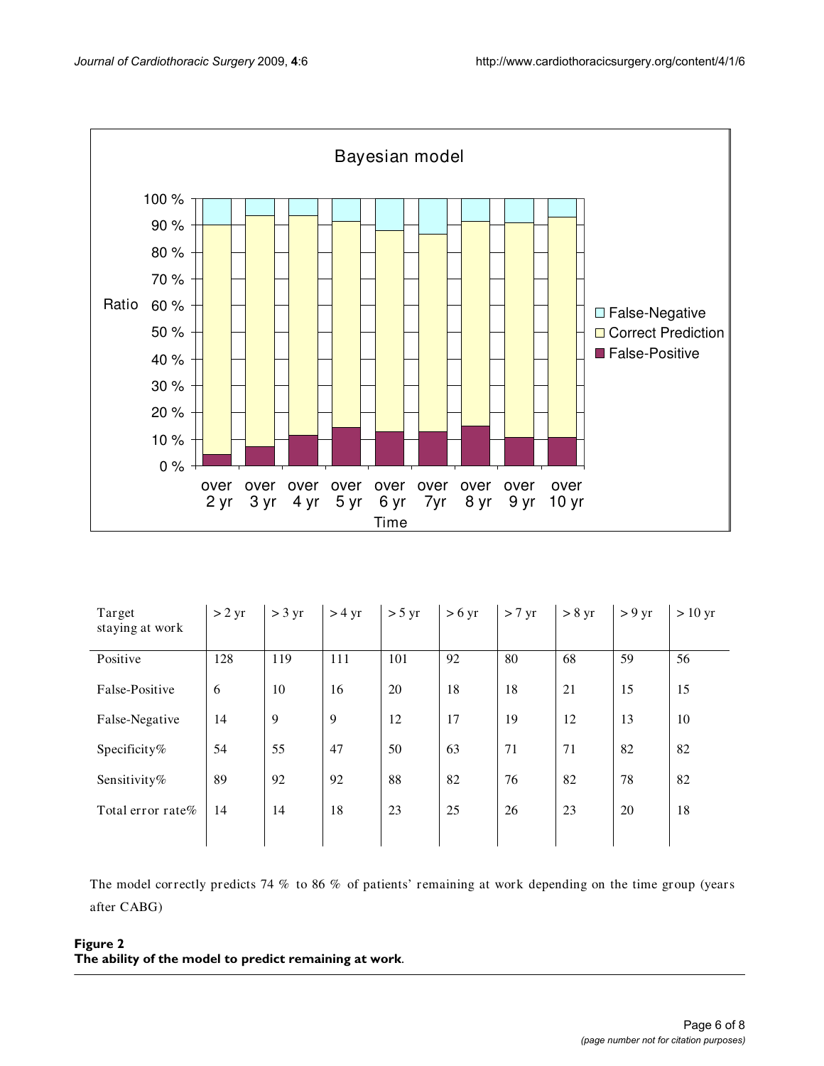Bayesian model

100 %
90 %
80 %
70 %
Ratio 60 %
50 %
40 %
30 %
20 %
10 %
0 %

over 2 yr, over 3 yr, over 4 yr, over 5 yr, over 6 yr, over 7yr, over 8 yr, over 9 yr, over 10 yr

Time

False-Negative
Correct Prediction
False-Positive

| Target staying at work | > 2 yr | > 3 yr | > 4 yr | > 5 yr | > 6 yr | > 7 yr | > 8 yr | > 9 yr | > 10 yr |
|---|---|---|---|---|---|---|---|---|---|
| Positive | 128 | 119 | 111 | 101 | 92 | 80 | 68 | 59 | 56 |
| False-Positive | 6 | 10 | 16 | 20 | 18 | 18 | 21 | 15 | 15 |
| False-Negative | 14 | 9 | 9 | 12 | 17 | 19 | 12 | 13 | 10 |
| Specificity% | 54 | 55 | 47 | 50 | 63 | 71 | 71 | 82 | 82 |
| Sensitivity% | 89 | 92 | 92 | 88 | 82 | 76 | 82 | 78 | 82 |
| Total error rate% | 14 | 14 | 18 | 23 | 25 | 26 | 23 | 20 | 18 |

The model correctly predicts 74 % to 86 % of patients' remaining at work depending on the time group (years after CABG)

**Figure 2**
**The ability of the model to predict remaining at work**.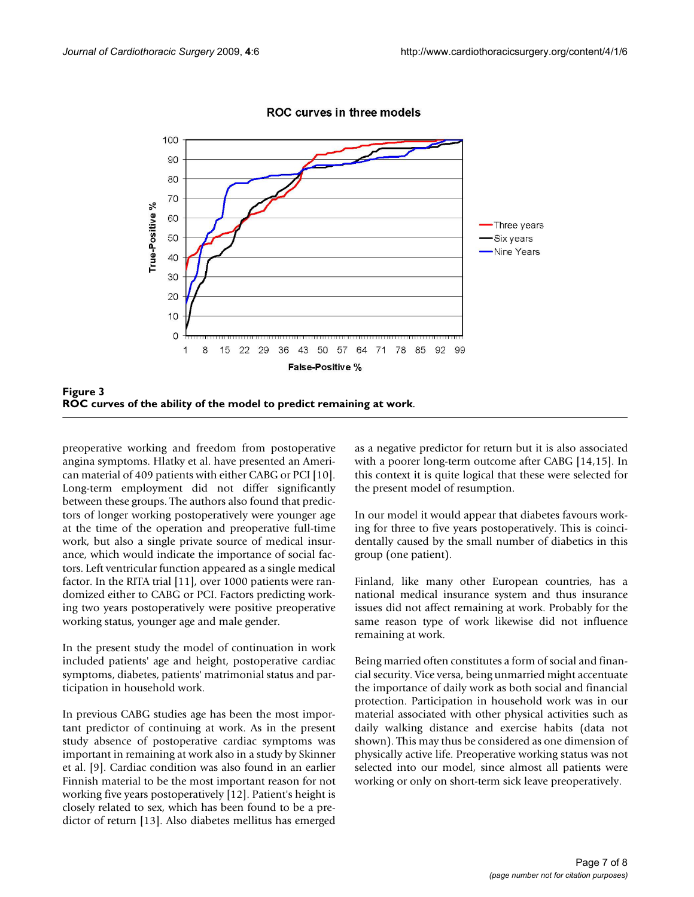ROC curves in three models

True-Positive %

100
90
80
70
60
50
40
30
20
10
0

1 8 15 22 29 36 43 50 57 64 71 78 85 92 99

False-Positive %

Three years
Six years
Nine Years

**Figure 3**
**ROC curves of the ability of the model to predict remaining at work.**

preoperative working and freedom from postoperative angina symptoms. Hlatky et al. have presented an American material of 409 patients with either CABG or PCI [10]. Long-term employment did not differ significantly between these groups. The authors also found that predictors of longer working postoperatively were younger age at the time of the operation and preoperative full-time work, but also a single private source of medical insurance, which would indicate the importance of social factors. Left ventricular function appeared as a single medical factor. In the RITA trial [11], over 1000 patients were randomized either to CABG or PCI. Factors predicting working two years postoperatively were positive preoperative working status, younger age and male gender.

In the present study the model of continuation in work included patients' age and height, postoperative cardiac symptoms, diabetes, patients' matrimonial status and participation in household work.

In previous CABG studies age has been the most important predictor of continuing at work. As in the present study absence of postoperative cardiac symptoms was important in remaining at work also in a study by Skinner et al. [9]. Cardiac condition was also found in an earlier Finnish material to be the most important reason for not working five years postoperatively [12]. Patient's height is closely related to sex, which has been found to be a predictor of return [13]. Also diabetes mellitus has emerged as a negative predictor for return but it is also associated with a poorer long-term outcome after CABG [14,15]. In this context it is quite logical that these were selected for the present model of resumption.

In our model it would appear that diabetes favours working for three to five years postoperatively. This is coincidentally caused by the small number of diabetics in this group (one patient).

Finland, like many other European countries, has a national medical insurance system and thus insurance issues did not affect remaining at work. Probably for the same reason type of work likewise did not influence remaining at work.

Being married often constitutes a form of social and financial security. Vice versa, being unmarried might accentuate the importance of daily work as both social and financial protection. Participation in household work was in our material associated with other physical activities such as daily walking distance and exercise habits (data not shown). This may thus be considered as one dimension of physically active life. Preoperative working status was not selected into our model, since almost all patients were working or only on short-term sick leave preoperatively.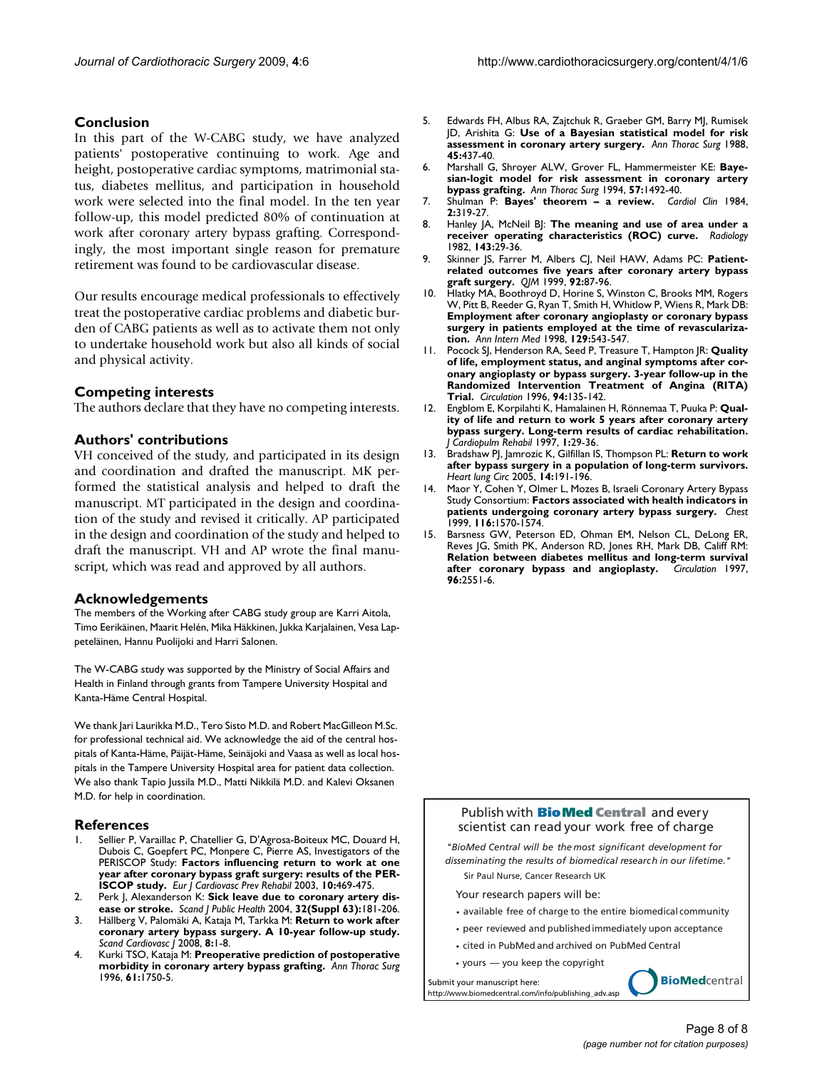## Conclusion

In this part of the W-CABG study, we have analyzed patients' postoperative continuing to work. Age and height, postoperative cardiac symptoms, matrimonial status, diabetes mellitus, and participation in household work were selected into the final model. In the ten year follow-up, this model predicted 80% of continuation at work after coronary artery bypass grafting. Correspondingly, the most important single reason for premature retirement was found to be cardiovascular disease.

Our results encourage medical professionals to effectively treat the postoperative cardiac problems and diabetic burden of CABG patients as well as to activate them not only to undertake household work but also all kinds of social and physical activity.

## Competing interests

The authors declare that they have no competing interests.

## Authors' contributions

VH conceived of the study, and participated in its design and coordination and drafted the manuscript. MK performed the statistical analysis and helped to draft the manuscript. MT participated in the design and coordination of the study and revised it critically. AP participated in the design and coordination of the study and helped to draft the manuscript. VH and AP wrote the final manuscript, which was read and approved by all authors.

## Acknowledgements

The members of the Working after CABG study group are Karri Aitola, Timo Eerikäinen, Maarit Helén, Mika Häkkinen, Jukka Karjalainen, Vesa Lappeteläinen, Hannu Puolijoki and Harri Salonen.

The W-CABG study was supported by the Ministry of Social Affairs and Health in Finland through grants from Tampere University Hospital and Kanta-Häme Central Hospital.

We thank Jari Laurikka M.D., Tero Sisto M.D. and Robert MacGilleon M.Sc. for professional technical aid. We acknowledge the aid of the central hospitals of Kanta-Häme, Päijät-Häme, Seinäjoki and Vaasa as well as local hospitals in the Tampere University Hospital area for patient data collection. We also thank Tapio Jussila M.D., Matti Nikkilä M.D. and Kalevi Oksanen M.D. for help in coordination.

## References

1. Sellier P, Varaillac P, Chatellier G, D'Agrosa-Boiteux MC, Douard H, Dubois C, Goepfert PC, Monpere C, Pierre AS, Investigators of the PERISCOP Study: **Factors influencing return to work at one year after coronary bypass graft surgery: results of the PERISCOP study.** *Eur J Cardiovasc Prev Rehabil* 2003, **10:**469-475.
2. Perk J, Alexanderson K: **Sick leave due to coronary artery disease or stroke.** *Scand J Public Health* 2004, **32(Suppl 63):**181-206.
3. Hällberg V, Palomäki A, Kataja M, Tarkka M: **Return to work after coronary artery bypass surgery. A 10-year follow-up study.** *Scand Cardiovasc J* 2008, **8:**1-8.
4. Kurki TSO, Kataja M: **Preoperative prediction of postoperative morbidity in coronary artery bypass grafting.** *Ann Thorac Surg* 1996, **61:**1750-5.
5. Edwards FH, Albus RA, Zajtchuk R, Graeber GM, Barry MJ, Rumisek JD, Arishita G: **Use of a Bayesian statistical model for risk assessment in coronary artery surgery.** *Ann Thorac Surg* 1988, **45:**437-40.
6. Marshall G, Shroyer ALW, Grover FL, Hammermeister KE: **Bayesian-logit model for risk assessment in coronary artery bypass grafting.** *Ann Thorac Surg* 1994, **57:**1492-40.
7. Shulman P: **Bayes' theorem – a review.** *Cardiol Clin* 1984, **2:**319-27.
8. Hanley JA, McNeil BJ: **The meaning and use of area under a receiver operating characteristics (ROC) curve.** *Radiology* 1982, **143:**29-36.
9. Skinner JS, Farrer M, Albers CJ, Neil HAW, Adams PC: **Patient-related outcomes five years after coronary artery bypass graft surgery.** *QJM* 1999, **92:**87-96.
10. Hlatky MA, Boothroyd D, Horine S, Winston C, Brooks MM, Rogers W, Pitt B, Reeder G, Ryan T, Smith H, Whitlow P, Wiens R, Mark DB: **Employment after coronary angioplasty or coronary bypass surgery in patients employed at the time of revascularization.** *Ann Intern Med* 1998, **129:**543-547.
11. Pocock SJ, Henderson RA, Seed P, Treasure T, Hampton JR: **Quality of life, employment status, and anginal symptoms after coronary angioplasty or bypass surgery. 3-year follow-up in the Randomized Intervention Treatment of Angina (RITA) Trial.** *Circulation* 1996, **94:**135-142.
12. Engblom E, Korpilahti K, Hamalainen H, Rönnemaa T, Puuka P: **Quality of life and return to work 5 years after coronary artery bypass surgery. Long-term results of cardiac rehabilitation.** *J Cardiopulm Rehabil* 1997, **1:**29-36.
13. Bradshaw PJ, Jamrozic K, Gilfillan IS, Thompson PL: **Return to work after bypass surgery in a population of long-term survivors.** *Heart Lung Circ* 2005, **14:**191-196.
14. Maor Y, Cohen Y, Olmer L, Mozes B, Israeli Coronary Artery Bypass Study Consortium: **Factors associated with health indicators in patients undergoing coronary artery bypass surgery.** *Chest* 1999, **116:**1570-1574.
15. Barsness GW, Peterson ED, Ohman EM, Nelson CL, DeLong ER, Reves JG, Smith PK, Anderson RD, Jones RH, Mark DB, Califf RM: **Relation between diabetes mellitus and long-term survival after coronary bypass and angioplasty.** *Circulation* 1997, **96:**2551-6.